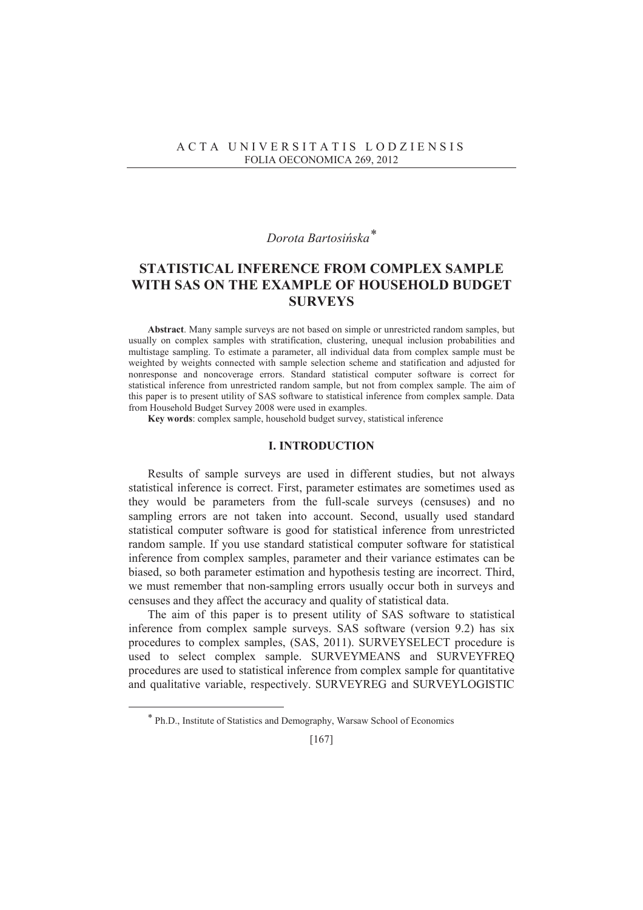# STATISTICAL INFERENCE FROM COMPLEX SAMPLE WITH SAS ON THE EXAMPLE OF HOUSEHOLD BUDGET SURVEYS

*Dorota Bartosińska*[*]

**Abstract**. Many sample surveys are not based on simple or unrestricted random samples, but usually on complex samples with stratification, clustering, unequal inclusion probabilities and multistage sampling. To estimate a parameter, all individual data from complex sample must be weighted by weights connected with sample selection scheme and statification and adjusted for nonresponse and noncoverage errors. Standard statistical computer software is correct for statistical inference from unrestricted random sample, but not from complex sample. The aim of this paper is to present utility of SAS software to statistical inference from complex sample. Data from Household Budget Survey 2008 were used in examples.

**Key words**: complex sample, household budget survey, statistical inference

## I. INTRODUCTION

Results of sample surveys are used in different studies, but not always statistical inference is correct. First, parameter estimates are sometimes used as they would be parameters from the full-scale surveys (censuses) and no sampling errors are not taken into account. Second, usually used standard statistical computer software is good for statistical inference from unrestricted random sample. If you use standard statistical computer software for statistical inference from complex samples, parameter and their variance estimates can be biased, so both parameter estimation and hypothesis testing are incorrect. Third, we must remember that non-sampling errors usually occur both in surveys and censuses and they affect the accuracy and quality of statistical data.

The aim of this paper is to present utility of SAS software to statistical inference from complex sample surveys. SAS software (version 9.2) has six procedures to complex samples, (SAS, 2011). SURVEYSELECT procedure is used to select complex sample. SURVEYMEANS and SURVEYFREQ procedures are used to statistical inference from complex sample for quantitative and qualitative variable, respectively. SURVEYREG and SURVEYLOGISTIC

[*] Ph.D., Institute of Statistics and Demography, Warsaw School of Economics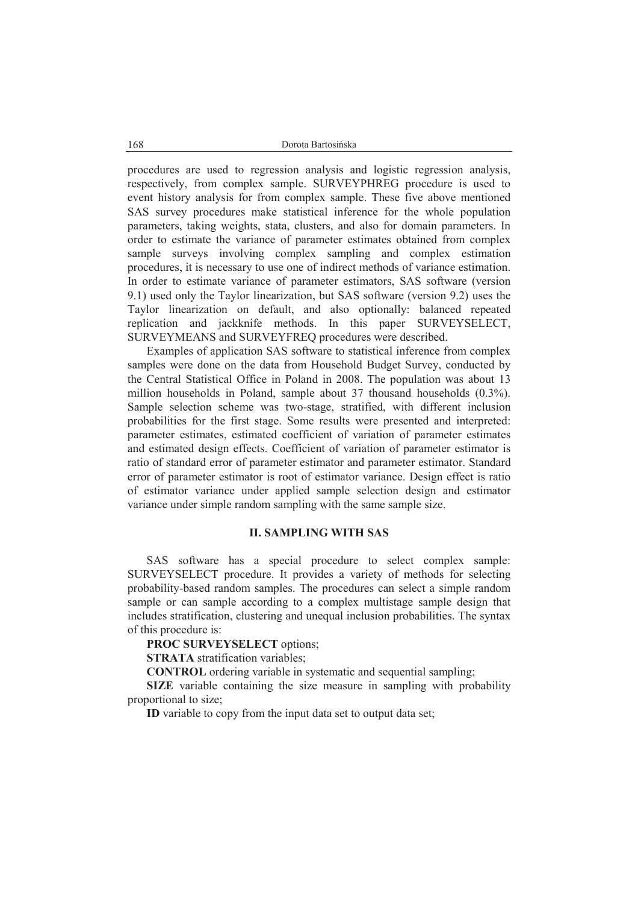procedures are used to regression analysis and logistic regression analysis, respectively, from complex sample. SURVEYPHREG procedure is used to event history analysis for from complex sample. These five above mentioned SAS survey procedures make statistical inference for the whole population parameters, taking weights, stata, clusters, and also for domain parameters. In order to estimate the variance of parameter estimates obtained from complex sample surveys involving complex sampling and complex estimation procedures, it is necessary to use one of indirect methods of variance estimation. In order to estimate variance of parameter estimators, SAS software (version 9.1) used only the Taylor linearization, but SAS software (version 9.2) uses the Taylor linearization on default, and also optionally: balanced repeated replication and jackknife methods. In this paper SURVEYSELECT, SURVEYMEANS and SURVEYFREQ procedures were described.

Examples of application SAS software to statistical inference from complex samples were done on the data from Household Budget Survey, conducted by the Central Statistical Office in Poland in 2008. The population was about 13 million households in Poland, sample about 37 thousand households (0.3%). Sample selection scheme was two-stage, stratified, with different inclusion probabilities for the first stage. Some results were presented and interpreted: parameter estimates, estimated coefficient of variation of parameter estimates and estimated design effects. Coefficient of variation of parameter estimator is ratio of standard error of parameter estimator and parameter estimator. Standard error of parameter estimator is root of estimator variance. Design effect is ratio of estimator variance under applied sample selection design and estimator variance under simple random sampling with the same sample size.

## II. SAMPLING WITH SAS

SAS software has a special procedure to select complex sample: SURVEYSELECT procedure. It provides a variety of methods for selecting probability-based random samples. The procedures can select a simple random sample or can sample according to a complex multistage sample design that includes stratification, clustering and unequal inclusion probabilities. The syntax of this procedure is:

**PROC SURVEYSELECT** options;

**STRATA** stratification variables;

**CONTROL** ordering variable in systematic and sequential sampling;

**SIZE** variable containing the size measure in sampling with probability proportional to size;

**ID** variable to copy from the input data set to output data set;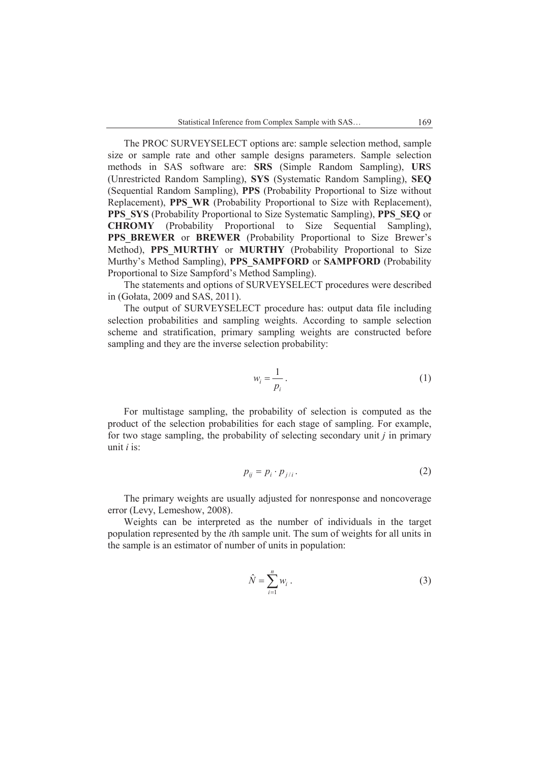The PROC SURVEYSELECT options are: sample selection method, sample size or sample rate and other sample designs parameters. Sample selection methods in SAS software are: **SRS** (Simple Random Sampling), **URS** (Unrestricted Random Sampling), **SYS** (Systematic Random Sampling), **SEQ** (Sequential Random Sampling), **PPS** (Probability Proportional to Size without Replacement), **PPS_WR** (Probability Proportional to Size with Replacement), **PPS_SYS** (Probability Proportional to Size Systematic Sampling), **PPS_SEQ** or **CHROMY** (Probability Proportional to Size Sequential Sampling), **PPS_BREWER** or **BREWER** (Probability Proportional to Size Brewer's Method), **PPS_MURTHY** or **MURTHY** (Probability Proportional to Size Murthy's Method Sampling), **PPS_SAMPFORD** or **SAMPFORD** (Probability Proportional to Size Sampford's Method Sampling).

The statements and options of SURVEYSELECT procedures were described in (Gołata, 2009 and SAS, 2011).

The output of SURVEYSELECT procedure has: output data file including selection probabilities and sampling weights. According to sample selection scheme and stratification, primary sampling weights are constructed before sampling and they are the inverse selection probability:

$$w_i = \frac{1}{p_i}. \tag{1}$$

For multistage sampling, the probability of selection is computed as the product of the selection probabilities for each stage of sampling. For example, for two stage sampling, the probability of selecting secondary unit $j$ in primary unit $i$ is:

$$p_{ij} = p_i \cdot p_{j/i}. \tag{2}$$

The primary weights are usually adjusted for nonresponse and noncoverage error (Levy, Lemeshow, 2008).

Weights can be interpreted as the number of individuals in the target population represented by the $i$th sample unit. The sum of weights for all units in the sample is an estimator of number of units in population:

$$\hat{N} = \sum_{i=1}^{n} w_i. \tag{3}$$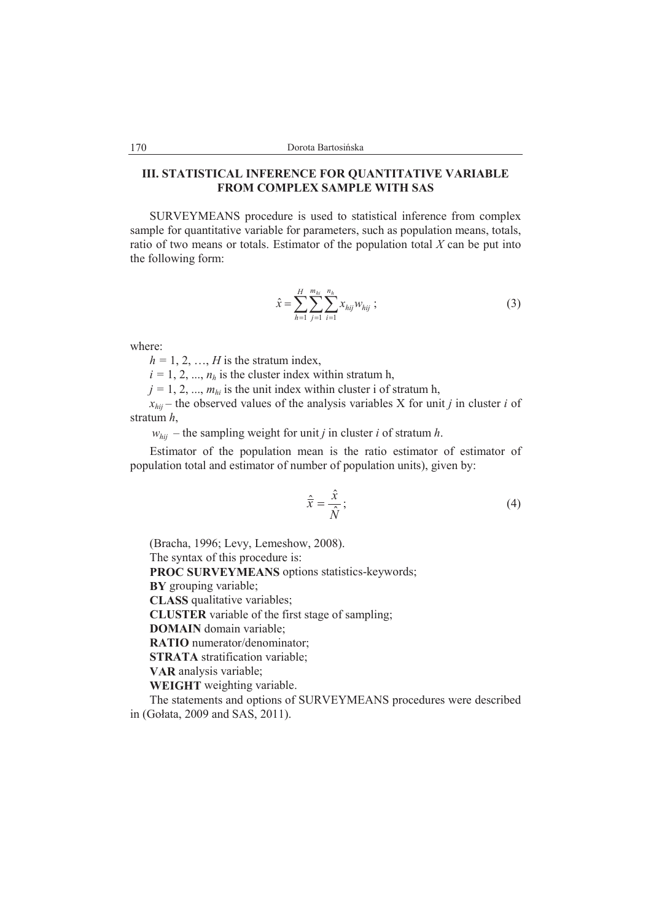## III. STATISTICAL INFERENCE FOR QUANTITATIVE VARIABLE FROM COMPLEX SAMPLE WITH SAS

SURVEYMEANS procedure is used to statistical inference from complex sample for quantitative variable for parameters, such as population means, totals, ratio of two means or totals. Estimator of the population total *X* can be put into the following form:

$$\hat{x} = \sum_{h=1}^{H} \sum_{j=1}^{m_{hi}} \sum_{i=1}^{n_h} x_{hij} w_{hij} ; \tag{3}$$

where:

$h = 1, 2, \ldots, H$ is the stratum index,

$i = 1, 2, \ldots, n_h$ is the cluster index within stratum h,

$j = 1, 2, \ldots, m_{hi}$ is the unit index within cluster i of stratum h,

$x_{hij}$ – the observed values of the analysis variables X for unit *j* in cluster *i* of stratum *h*,

$w_{hij}$ – the sampling weight for unit *j* in cluster *i* of stratum *h*.

Estimator of the population mean is the ratio estimator of estimator of population total and estimator of number of population units), given by:

$$\hat{\bar{x}} = \frac{\hat{x}}{\hat{N}} ; \tag{4}$$

(Bracha, 1996; Levy, Lemeshow, 2008).

The syntax of this procedure is:

**PROC SURVEYMEANS** options statistics-keywords;

**BY** grouping variable;

**CLASS** qualitative variables;

**CLUSTER** variable of the first stage of sampling;

**DOMAIN** domain variable;

**RATIO** numerator/denominator;

**STRATA** stratification variable;

**VAR** analysis variable;

**WEIGHT** weighting variable.

The statements and options of SURVEYMEANS procedures were described in (Gołata, 2009 and SAS, 2011).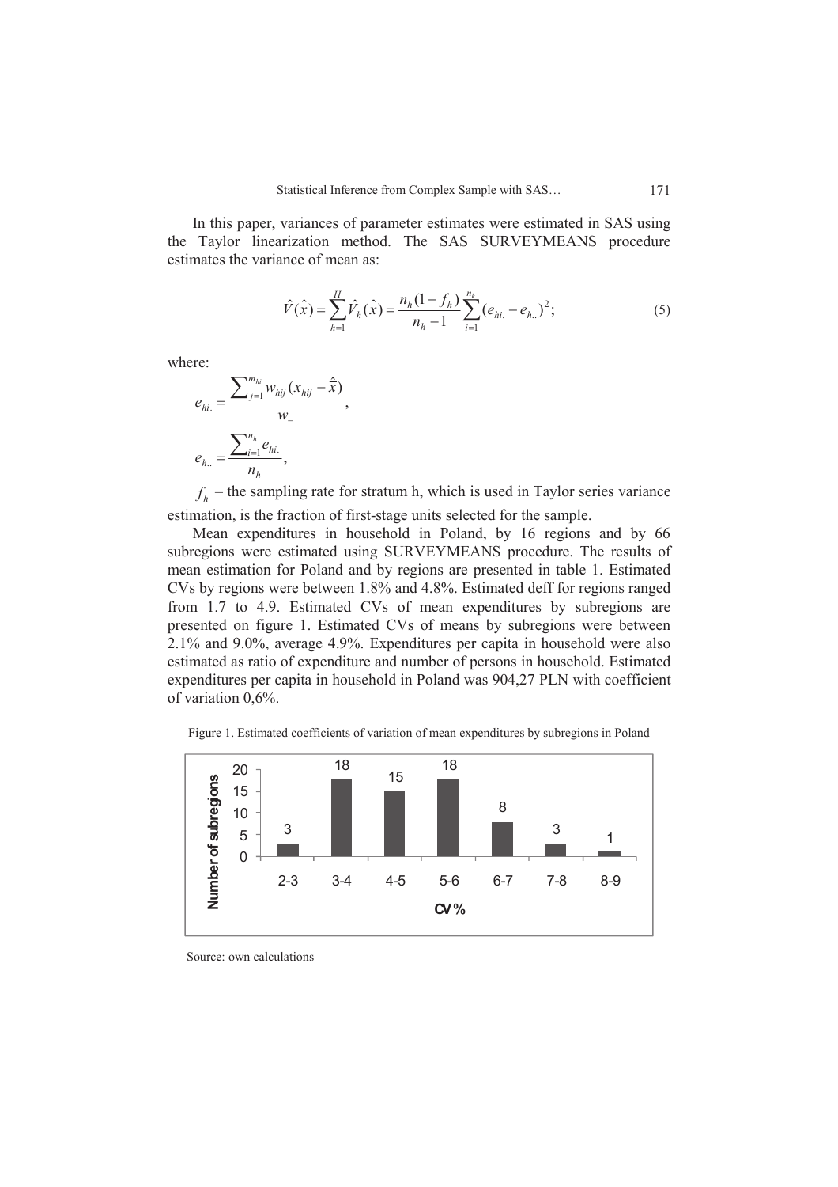In this paper, variances of parameter estimates were estimated in SAS using the Taylor linearization method. The SAS SURVEYMEANS procedure estimates the variance of mean as:

$$\hat{V}(\hat{\bar{x}}) = \sum_{h=1}^{H} \hat{V}_h(\hat{\bar{x}}) = \frac{n_h(1-f_h)}{n_h - 1} \sum_{i=1}^{n_k} (e_{hi.} - \bar{e}_{h..})^2; \tag{5}$$

where:

$$e_{hi.} = \frac{\sum_{j=1}^{m_{hi}} w_{hij}(x_{hij} - \hat{\bar{x}})}{w_{\_}},$$

$$\bar{e}_{h..} = \frac{\sum_{i=1}^{n_h} e_{hi.}}{n_h},$$

$f_h$ – the sampling rate for stratum h, which is used in Taylor series variance estimation, is the fraction of first-stage units selected for the sample.

Mean expenditures in household in Poland, by 16 regions and by 66 subregions were estimated using SURVEYMEANS procedure. The results of mean estimation for Poland and by regions are presented in table 1. Estimated CVs by regions were between 1.8% and 4.8%. Estimated deff for regions ranged from 1.7 to 4.9. Estimated CVs of mean expenditures by subregions are presented on figure 1. Estimated CVs of means by subregions were between 2.1% and 9.0%, average 4.9%. Expenditures per capita in household were also estimated as ratio of expenditure and number of persons in household. Estimated expenditures per capita in household in Poland was 904,27 PLN with coefficient of variation 0,6%.

Figure 1. Estimated coefficients of variation of mean expenditures by subregions in Poland

| CV% | 2-3 | 3-4 | 4-5 | 5-6 | 6-7 | 7-8 | 8-9 |
|---|---|---|---|---|---|---|---|
| Number of subregions | 3 | 18 | 15 | 18 | 8 | 3 | 1 |

Source: own calculations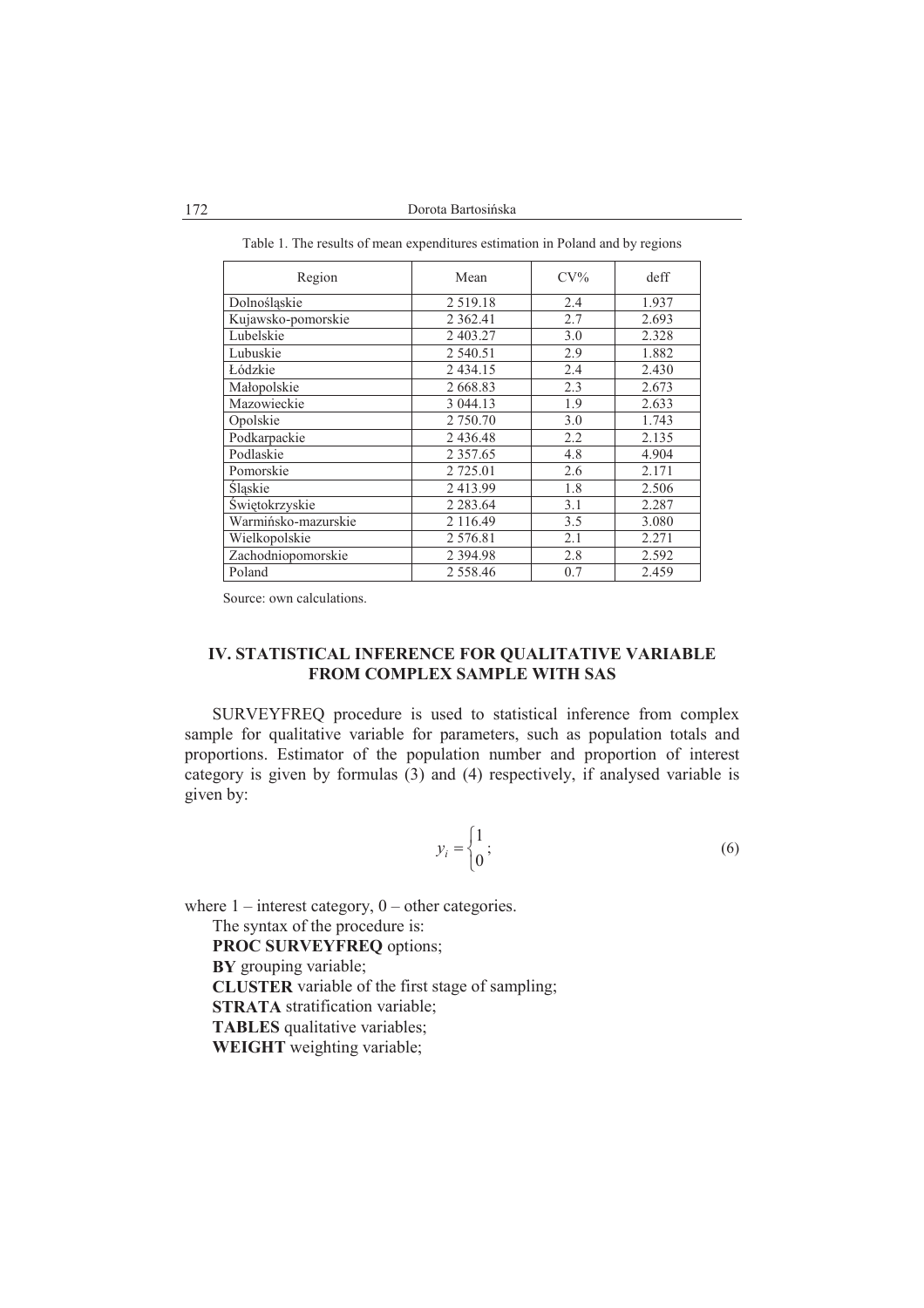Table 1. The results of mean expenditures estimation in Poland and by regions

| Region | Mean | CV% | deff |
| --- | --- | --- | --- |
| Dolnośląskie | 2 519.18 | 2.4 | 1.937 |
| Kujawsko-pomorskie | 2 362.41 | 2.7 | 2.693 |
| Lubelskie | 2 403.27 | 3.0 | 2.328 |
| Lubuskie | 2 540.51 | 2.9 | 1.882 |
| Łódzkie | 2 434.15 | 2.4 | 2.430 |
| Małopolskie | 2 668.83 | 2.3 | 2.673 |
| Mazowieckie | 3 044.13 | 1.9 | 2.633 |
| Opolskie | 2 750.70 | 3.0 | 1.743 |
| Podkarpackie | 2 436.48 | 2.2 | 2.135 |
| Podlaskie | 2 357.65 | 4.8 | 4.904 |
| Pomorskie | 2 725.01 | 2.6 | 2.171 |
| Śląskie | 2 413.99 | 1.8 | 2.506 |
| Świętokrzyskie | 2 283.64 | 3.1 | 2.287 |
| Warmińsko-mazurskie | 2 116.49 | 3.5 | 3.080 |
| Wielkopolskie | 2 576.81 | 2.1 | 2.271 |
| Zachodniopomorskie | 2 394.98 | 2.8 | 2.592 |
| Poland | 2 558.46 | 0.7 | 2.459 |

Source: own calculations.

## IV. STATISTICAL INFERENCE FOR QUALITATIVE VARIABLE FROM COMPLEX SAMPLE WITH SAS

SURVEYFREQ procedure is used to statistical inference from complex sample for qualitative variable for parameters, such as population totals and proportions. Estimator of the population number and proportion of interest category is given by formulas (3) and (4) respectively, if analysed variable is given by:

$$y_i = \begin{cases} 1 \\ 0 \end{cases}; \tag{6}$$

where 1 – interest category, 0 – other categories.

The syntax of the procedure is:

**PROC SURVEYFREQ** options;

**BY** grouping variable;

**CLUSTER** variable of the first stage of sampling;

**STRATA** stratification variable;

**TABLES** qualitative variables;

**WEIGHT** weighting variable;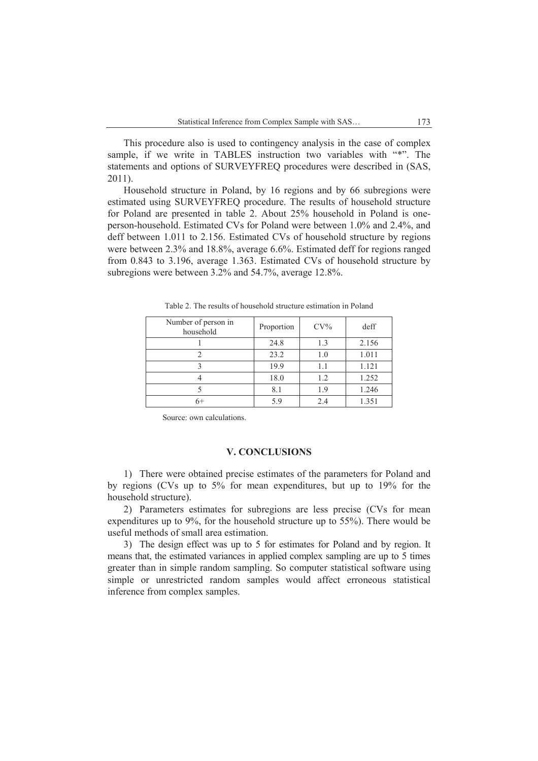This procedure also is used to contingency analysis in the case of complex sample, if we write in TABLES instruction two variables with "*". The statements and options of SURVEYFREQ procedures were described in (SAS, 2011).

Household structure in Poland, by 16 regions and by 66 subregions were estimated using SURVEYFREQ procedure. The results of household structure for Poland are presented in table 2. About 25% household in Poland is one-person-household. Estimated CVs for Poland were between 1.0% and 2.4%, and deff between 1.011 to 2.156. Estimated CVs of household structure by regions were between 2.3% and 18.8%, average 6.6%. Estimated deff for regions ranged from 0.843 to 3.196, average 1.363. Estimated CVs of household structure by subregions were between 3.2% and 54.7%, average 12.8%.

Table 2. The results of household structure estimation in Poland

| Number of person in household | Proportion | CV% | deff |
|---|---|---|---|
| 1 | 24.8 | 1.3 | 2.156 |
| 2 | 23.2 | 1.0 | 1.011 |
| 3 | 19.9 | 1.1 | 1.121 |
| 4 | 18.0 | 1.2 | 1.252 |
| 5 | 8.1 | 1.9 | 1.246 |
| 6+ | 5.9 | 2.4 | 1.351 |

Source: own calculations.

## V. CONCLUSIONS

1) There were obtained precise estimates of the parameters for Poland and by regions (CVs up to 5% for mean expenditures, but up to 19% for the household structure).

2) Parameters estimates for subregions are less precise (CVs for mean expenditures up to 9%, for the household structure up to 55%). There would be useful methods of small area estimation.

3) The design effect was up to 5 for estimates for Poland and by region. It means that, the estimated variances in applied complex sampling are up to 5 times greater than in simple random sampling. So computer statistical software using simple or unrestricted random samples would affect erroneous statistical inference from complex samples.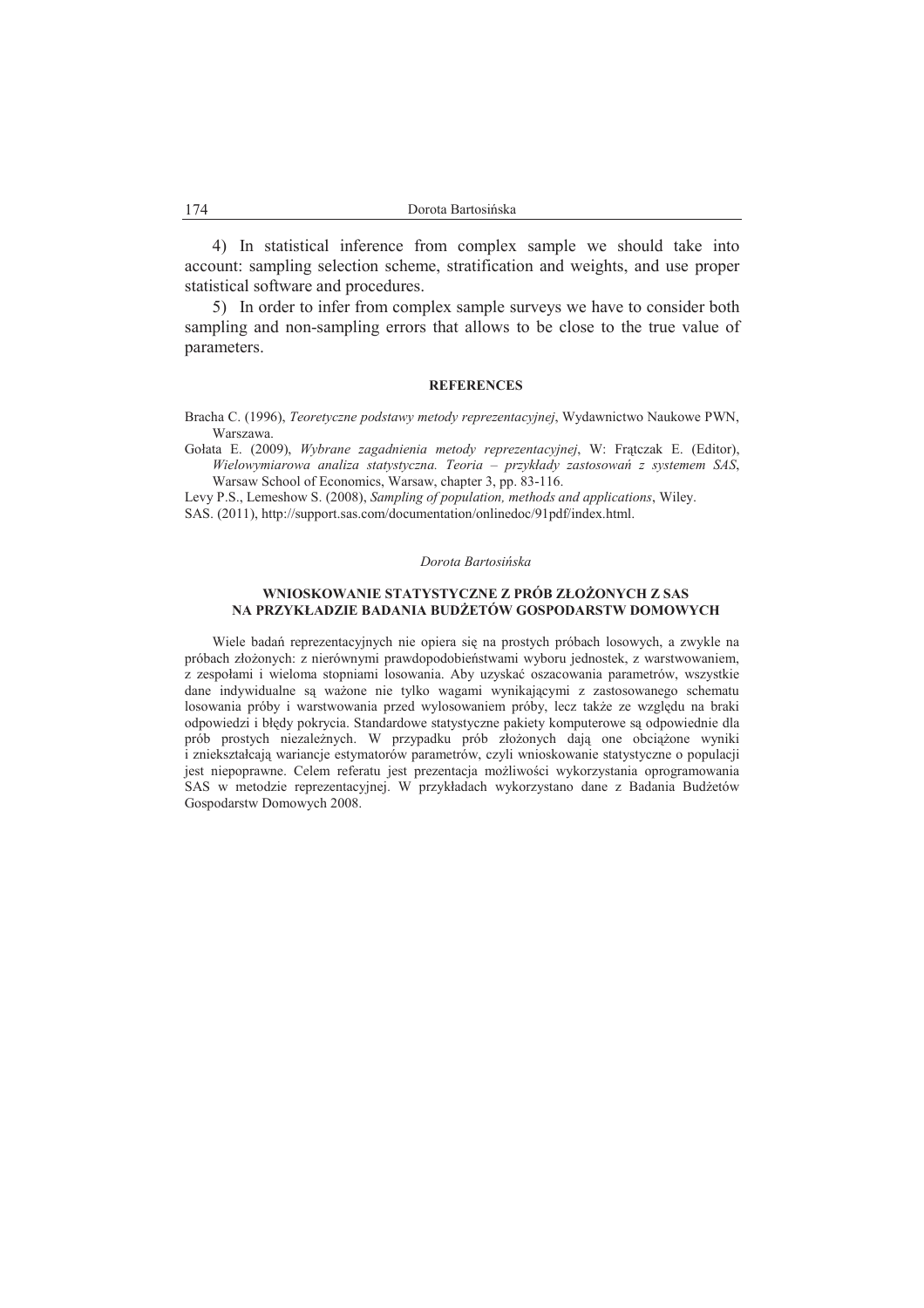4) In statistical inference from complex sample we should take into account: sampling selection scheme, stratification and weights, and use proper statistical software and procedures.

5) In order to infer from complex sample surveys we have to consider both sampling and non-sampling errors that allows to be close to the true value of parameters.

## REFERENCES

Bracha C. (1996), *Teoretyczne podstawy metody reprezentacyjnej*, Wydawnictwo Naukowe PWN, Warszawa.

Gołata E. (2009), *Wybrane zagadnienia metody reprezentacyjnej*, W: Frątczak E. (Editor), *Wielowymiarowa analiza statystyczna. Teoria – przykłady zastosowań z systemem SAS*, Warsaw School of Economics, Warsaw, chapter 3, pp. 83-116.

Levy P.S., Lemeshow S. (2008), *Sampling of population, methods and applications*, Wiley.

SAS. (2011), http://support.sas.com/documentation/onlinedoc/91pdf/index.html.

*Dorota Bartosińska*

## WNIOSKOWANIE STATYSTYCZNE Z PRÓB ZŁOŻONYCH Z SAS NA PRZYKŁADZIE BADANIA BUDŻETÓW GOSPODARSTW DOMOWYCH

Wiele badań reprezentacyjnych nie opiera się na prostych próbach losowych, a zwykle na próbach złożonych: z nierównymi prawdopodobieństwami wyboru jednostek, z warstwowaniem, z zespołami i wieloma stopniami losowania. Aby uzyskać oszacowania parametrów, wszystkie dane indywidualne są ważone nie tylko wagami wynikającymi z zastosowanego schematu losowania próby i warstwowania przed wylosowaniem próby, lecz także ze względu na braki odpowiedzi i błędy pokrycia. Standardowe statystyczne pakiety komputerowe są odpowiednie dla prób prostych niezależnych. W przypadku prób złożonych dają one obciążone wyniki i zniekształcają wariancje estymatorów parametrów, czyli wnioskowanie statystyczne o populacji jest niepoprawne. Celem referatu jest prezentacja możliwości wykorzystania oprogramowania SAS w metodzie reprezentacyjnej. W przykładach wykorzystano dane z Badania Budżetów Gospodarstw Domowych 2008.